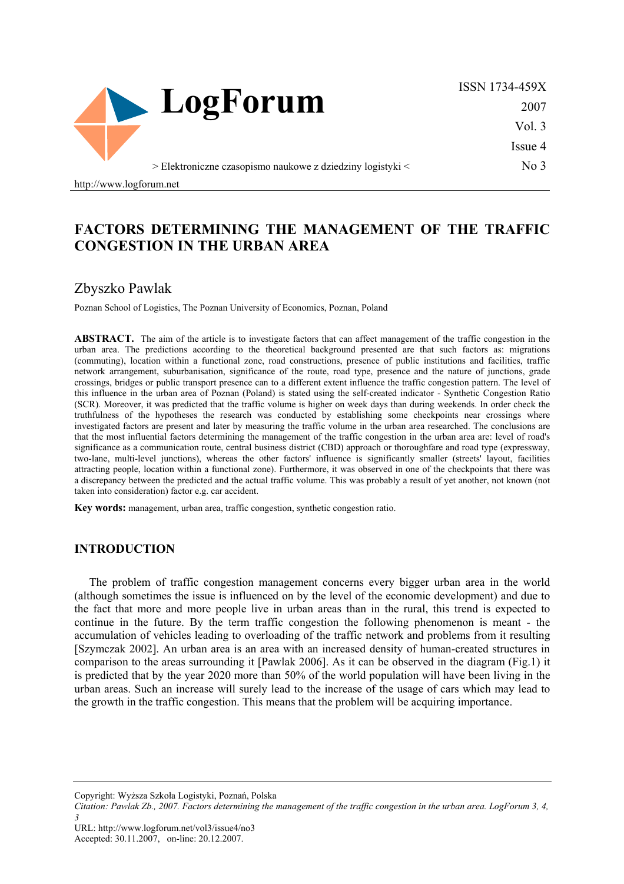# FACTORS DETERMINING THE MANAGEMENT OF THE TRAFFIC CONGESTION IN THE URBAN AREA

## Zbyszko Pawlak

Poznan School of Logistics, The Poznan University of Economics, Poznan, Poland

**ABSTRACT.** The aim of the article is to investigate factors that can affect management of the traffic congestion in the urban area. The predictions according to the theoretical background presented are that such factors as: migrations (commuting), location within a functional zone, road constructions, presence of public institutions and facilities, traffic network arrangement, suburbanisation, significance of the route, road type, presence and the nature of junctions, grade crossings, bridges or public transport presence can to a different extent influence the traffic congestion pattern. The level of this influence in the urban area of Poznan (Poland) is stated using the self-created indicator - Synthetic Congestion Ratio (SCR). Moreover, it was predicted that the traffic volume is higher on week days than during weekends. In order check the truthfulness of the hypotheses the research was conducted by establishing some checkpoints near crossings where investigated factors are present and later by measuring the traffic volume in the urban area researched. The conclusions are that the most influential factors determining the management of the traffic congestion in the urban area are: level of road's significance as a communication route, central business district (CBD) approach or thoroughfare and road type (expressway, two-lane, multi-level junctions), whereas the other factors' influence is significantly smaller (streets' layout, facilities attracting people, location within a functional zone). Furthermore, it was observed in one of the checkpoints that there was a discrepancy between the predicted and the actual traffic volume. This was probably a result of yet another, not known (not taken into consideration) factor e.g. car accident.

**Key words:** management, urban area, traffic congestion, synthetic congestion ratio.

## INTRODUCTION

The problem of traffic congestion management concerns every bigger urban area in the world (although sometimes the issue is influenced on by the level of the economic development) and due to the fact that more and more people live in urban areas than in the rural, this trend is expected to continue in the future. By the term traffic congestion the following phenomenon is meant - the accumulation of vehicles leading to overloading of the traffic network and problems from it resulting [Szymczak 2002]. An urban area is an area with an increased density of human-created structures in comparison to the areas surrounding it [Pawlak 2006]. As it can be observed in the diagram (Fig.1) it is predicted that by the year 2020 more than 50% of the world population will have been living in the urban areas. Such an increase will surely lead to the increase of the usage of cars which may lead to the growth in the traffic congestion. This means that the problem will be acquiring importance.

Copyright: Wyższa Szkoła Logistyki, Poznań, Polska

*Citation: Pawlak Zb., 2007. Factors determining the management of the traffic congestion in the urban area. LogForum 3, 4, 3*

URL: http://www.logforum.net/vol3/issue4/no3

Accepted: 30.11.2007, on-line: 20.12.2007.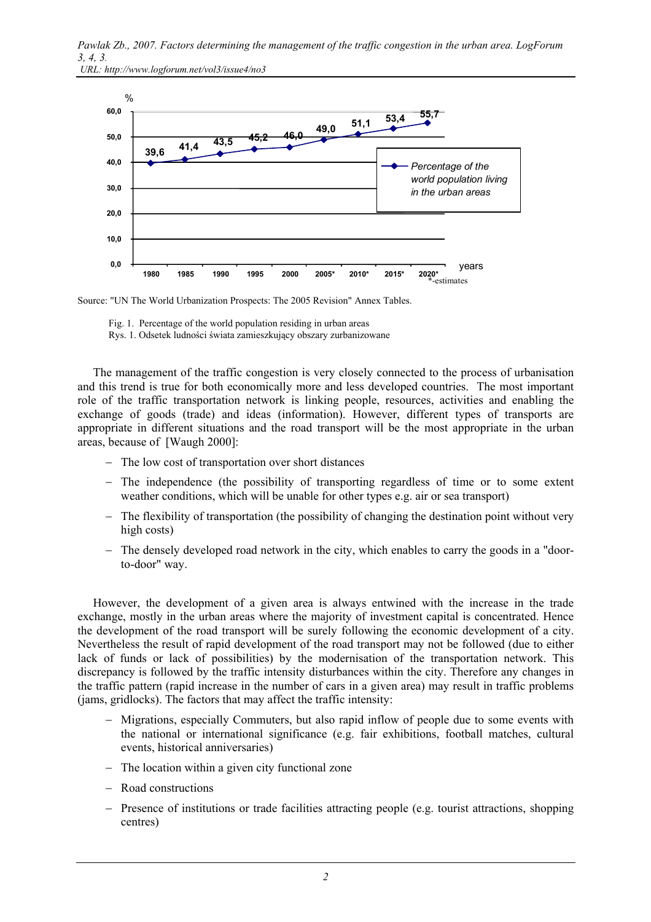Source: "UN The World Urbanization Prospects: The 2005 Revision" Annex Tables.

Fig. 1. Percentage of the world population residing in urban areas
Rys. 1. Odsetek ludności świata zamieszkujący obszary zurbanizowane

The management of the traffic congestion is very closely connected to the process of urbanisation and this trend is true for both economically more and less developed countries. The most important role of the traffic transportation network is linking people, resources, activities and enabling the exchange of goods (trade) and ideas (information). However, different types of transports are appropriate in different situations and the road transport will be the most appropriate in the urban areas, because of [Waugh 2000]:

- The low cost of transportation over short distances
- The independence (the possibility of transporting regardless of time or to some extent weather conditions, which will be unable for other types e.g. air or sea transport)
- The flexibility of transportation (the possibility of changing the destination point without very high costs)
- The densely developed road network in the city, which enables to carry the goods in a "door-to-door" way.

However, the development of a given area is always entwined with the increase in the trade exchange, mostly in the urban areas where the majority of investment capital is concentrated. Hence the development of the road transport will be surely following the economic development of a city. Nevertheless the result of rapid development of the road transport may not be followed (due to either lack of funds or lack of possibilities) by the modernisation of the transportation network. This discrepancy is followed by the traffic intensity disturbances within the city. Therefore any changes in the traffic pattern (rapid increase in the number of cars in a given area) may result in traffic problems (jams, gridlocks). The factors that may affect the traffic intensity:

- Migrations, especially Commuters, but also rapid inflow of people due to some events with the national or international significance (e.g. fair exhibitions, football matches, cultural events, historical anniversaries)
- The location within a given city functional zone
- Road constructions
- Presence of institutions or trade facilities attracting people (e.g. tourist attractions, shopping centres)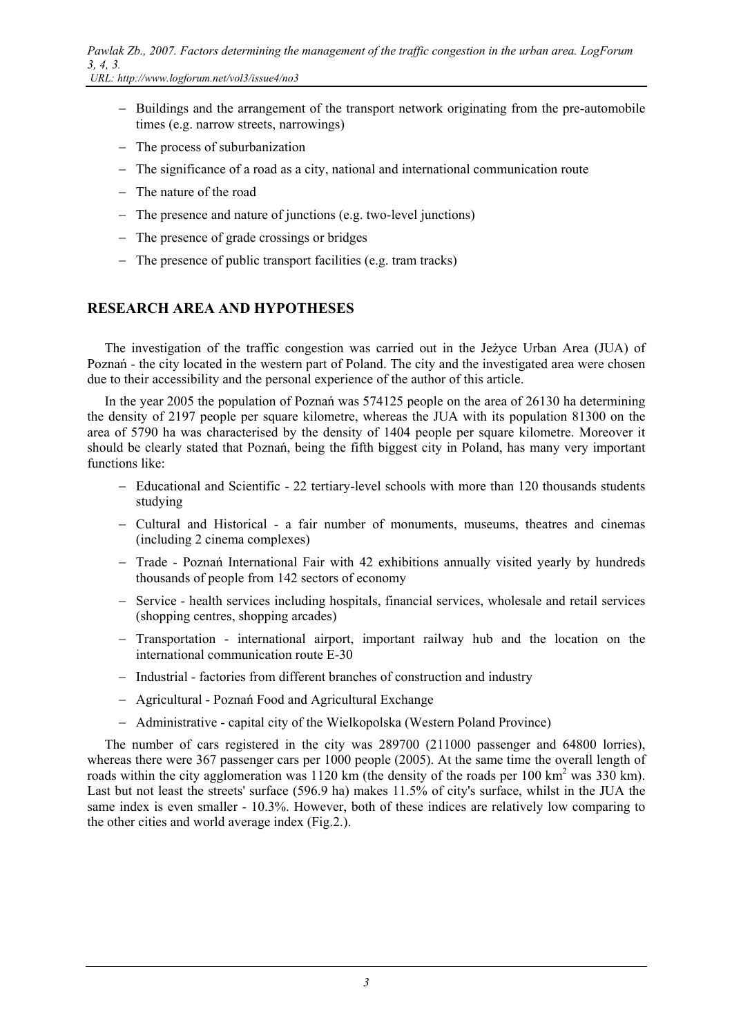- Buildings and the arrangement of the transport network originating from the pre-automobile times (e.g. narrow streets, narrowings)
- The process of suburbanization
- The significance of a road as a city, national and international communication route
- The nature of the road
- The presence and nature of junctions (e.g. two-level junctions)
- The presence of grade crossings or bridges
- The presence of public transport facilities (e.g. tram tracks)

## RESEARCH AREA AND HYPOTHESES

The investigation of the traffic congestion was carried out in the Jeżyce Urban Area (JUA) of Poznań - the city located in the western part of Poland. The city and the investigated area were chosen due to their accessibility and the personal experience of the author of this article.

In the year 2005 the population of Poznań was 574125 people on the area of 26130 ha determining the density of 2197 people per square kilometre, whereas the JUA with its population 81300 on the area of 5790 ha was characterised by the density of 1404 people per square kilometre. Moreover it should be clearly stated that Poznań, being the fifth biggest city in Poland, has many very important functions like:

- Educational and Scientific - 22 tertiary-level schools with more than 120 thousands students studying
- Cultural and Historical - a fair number of monuments, museums, theatres and cinemas (including 2 cinema complexes)
- Trade - Poznań International Fair with 42 exhibitions annually visited yearly by hundreds thousands of people from 142 sectors of economy
- Service - health services including hospitals, financial services, wholesale and retail services (shopping centres, shopping arcades)
- Transportation - international airport, important railway hub and the location on the international communication route E-30
- Industrial - factories from different branches of construction and industry
- Agricultural - Poznań Food and Agricultural Exchange
- Administrative - capital city of the Wielkopolska (Western Poland Province)

The number of cars registered in the city was 289700 (211000 passenger and 64800 lorries), whereas there were 367 passenger cars per 1000 people (2005). At the same time the overall length of roads within the city agglomeration was 1120 km (the density of the roads per 100 $km^2$ was 330 km). Last but not least the streets' surface (596.9 ha) makes 11.5% of city's surface, whilst in the JUA the same index is even smaller - 10.3%. However, both of these indices are relatively low comparing to the other cities and world average index (Fig.2.).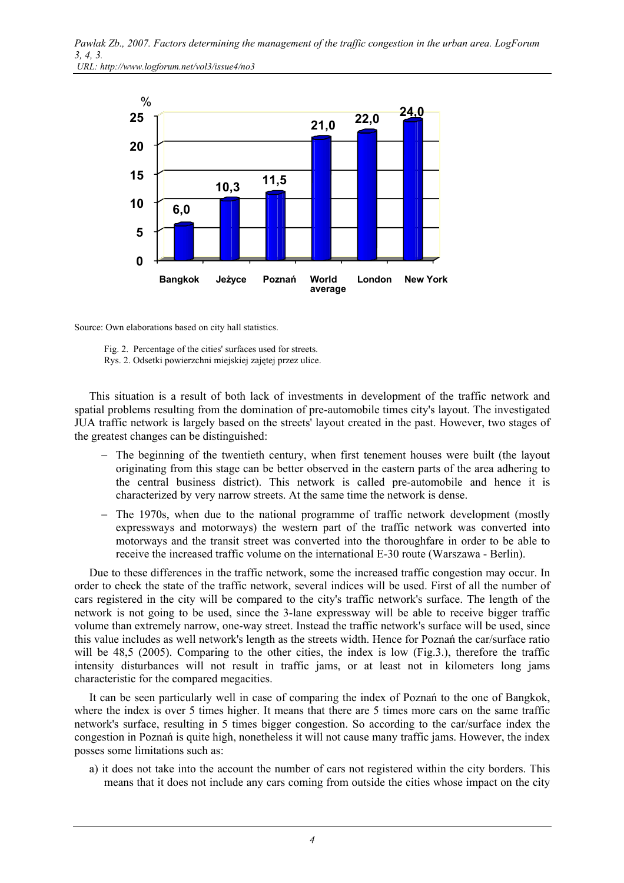Source: Own elaborations based on city hall statistics.

Fig. 2. Percentage of the cities' surfaces used for streets.
Rys. 2. Odsetki powierzchni miejskiej zajętej przez ulice.

This situation is a result of both lack of investments in development of the traffic network and spatial problems resulting from the domination of pre-automobile times city's layout. The investigated JUA traffic network is largely based on the streets' layout created in the past. However, two stages of the greatest changes can be distinguished:

- The beginning of the twentieth century, when first tenement houses were built (the layout originating from this stage can be better observed in the eastern parts of the area adhering to the central business district). This network is called pre-automobile and hence it is characterized by very narrow streets. At the same time the network is dense.
- The 1970s, when due to the national programme of traffic network development (mostly expressways and motorways) the western part of the traffic network was converted into motorways and the transit street was converted into the thoroughfare in order to be able to receive the increased traffic volume on the international E-30 route (Warszawa - Berlin).

Due to these differences in the traffic network, some the increased traffic congestion may occur. In order to check the state of the traffic network, several indices will be used. First of all the number of cars registered in the city will be compared to the city's traffic network's surface. The length of the network is not going to be used, since the 3-lane expressway will be able to receive bigger traffic volume than extremely narrow, one-way street. Instead the traffic network's surface will be used, since this value includes as well network's length as the streets width. Hence for Poznań the car/surface ratio will be 48,5 (2005). Comparing to the other cities, the index is low (Fig.3.), therefore the traffic intensity disturbances will not result in traffic jams, or at least not in kilometers long jams characteristic for the compared megacities.

It can be seen particularly well in case of comparing the index of Poznań to the one of Bangkok, where the index is over 5 times higher. It means that there are 5 times more cars on the same traffic network's surface, resulting in 5 times bigger congestion. So according to the car/surface index the congestion in Poznań is quite high, nonetheless it will not cause many traffic jams. However, the index posses some limitations such as:

a) it does not take into the account the number of cars not registered within the city borders. This means that it does not include any cars coming from outside the cities whose impact on the city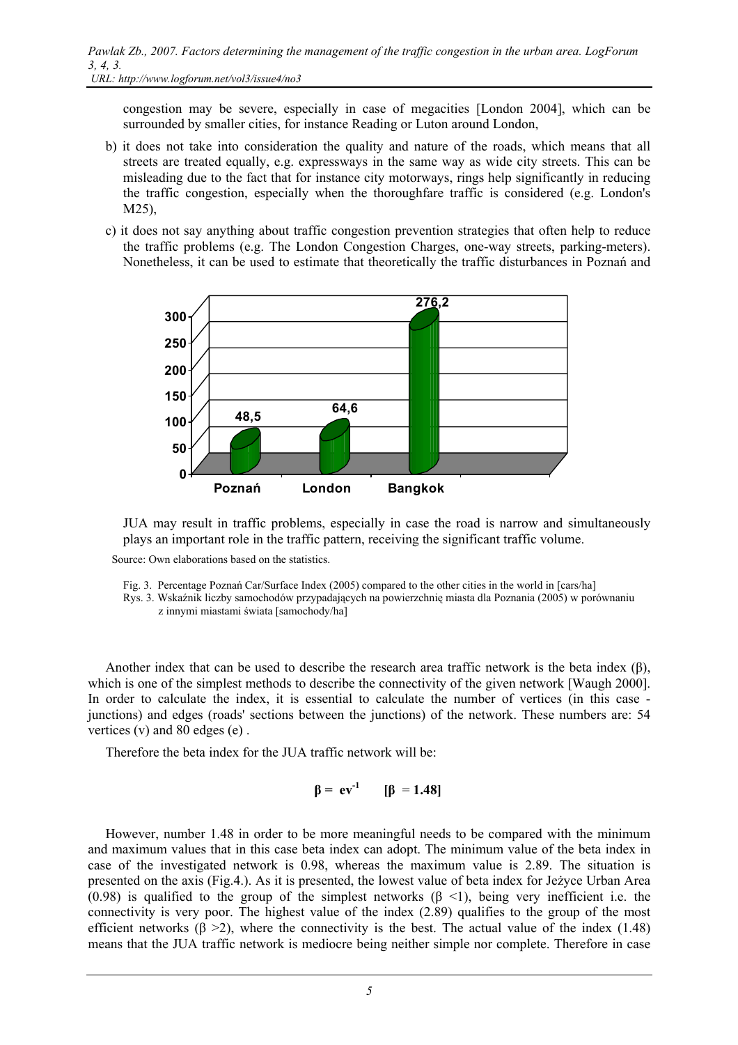congestion may be severe, especially in case of megacities [London 2004], which can be surrounded by smaller cities, for instance Reading or Luton around London,

b) it does not take into consideration the quality and nature of the roads, which means that all streets are treated equally, e.g. expressways in the same way as wide city streets. This can be misleading due to the fact that for instance city motorways, rings help significantly in reducing the traffic congestion, especially when the thoroughfare traffic is considered (e.g. London's M25),

c) it does not say anything about traffic congestion prevention strategies that often help to reduce the traffic problems (e.g. The London Congestion Charges, one-way streets, parking-meters). Nonetheless, it can be used to estimate that theoretically the traffic disturbances in Poznań and JUA may result in traffic problems, especially in case the road is narrow and simultaneously plays an important role in the traffic pattern, receiving the significant traffic volume.

| City | Cars/ha |
|---|---|
| Poznań | 48,5 |
| London | 64,6 |
| Bangkok | 276,2 |

Source: Own elaborations based on the statistics.

Fig. 3. Percentage Poznań Car/Surface Index (2005) compared to the other cities in the world in [cars/ha]
Rys. 3. Wskaźnik liczby samochodów przypadających na powierzchnię miasta dla Poznania (2005) w porównaniu z innymi miastami świata [samochody/ha]

Another index that can be used to describe the research area traffic network is the beta index (β), which is one of the simplest methods to describe the connectivity of the given network [Waugh 2000]. In order to calculate the index, it is essential to calculate the number of vertices (in this case - junctions) and edges (roads' sections between the junctions) of the network. These numbers are: 54 vertices (v) and 80 edges (e) .

Therefore the beta index for the JUA traffic network will be:

$$\beta = ev^{-1} \qquad [\beta = 1.48]$$

However, number 1.48 in order to be more meaningful needs to be compared with the minimum and maximum values that in this case beta index can adopt. The minimum value of the beta index in case of the investigated network is 0.98, whereas the maximum value is 2.89. The situation is presented on the axis (Fig.4.). As it is presented, the lowest value of beta index for Jeżyce Urban Area (0.98) is qualified to the group of the simplest networks ($\beta$ <1), being very inefficient i.e. the connectivity is very poor. The highest value of the index (2.89) qualifies to the group of the most efficient networks ($\beta$ >2), where the connectivity is the best. The actual value of the index (1.48) means that the JUA traffic network is mediocre being neither simple nor complete. Therefore in case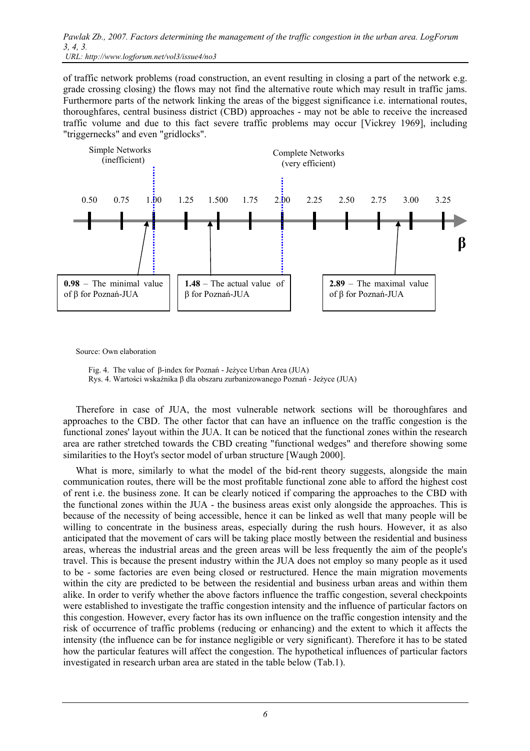of traffic network problems (road construction, an event resulting in closing a part of the network e.g. grade crossing closing) the flows may not find the alternative route which may result in traffic jams. Furthermore parts of the network linking the areas of the biggest significance i.e. international routes, thoroughfares, central business district (CBD) approaches - may not be able to receive the increased traffic volume and due to this fact severe traffic problems may occur [Vickrey 1969], including "triggernecks" and even "gridlocks".

Simple Networks (inefficient)

Complete Networks (very efficient)

0.50 0.75 1.00 1.25 1.500 1.75 2.00 2.25 2.50 2.75 3.00 3.25

β

**0.98** – The minimal value of β for Poznań-JUA

**1.48** – The actual value of β for Poznań-JUA

**2.89** – The maximal value of β for Poznań-JUA

Source: Own elaboration

Fig. 4. The value of β-index for Poznań - Jeżyce Urban Area (JUA)
Rys. 4. Wartości wskaźnika β dla obszaru zurbanizowanego Poznań - Jeżyce (JUA)

Therefore in case of JUA, the most vulnerable network sections will be thoroughfares and approaches to the CBD. The other factor that can have an influence on the traffic congestion is the functional zones' layout within the JUA. It can be noticed that the functional zones within the research area are rather stretched towards the CBD creating "functional wedges" and therefore showing some similarities to the Hoyt's sector model of urban structure [Waugh 2000].

What is more, similarly to what the model of the bid-rent theory suggests, alongside the main communication routes, there will be the most profitable functional zone able to afford the highest cost of rent i.e. the business zone. It can be clearly noticed if comparing the approaches to the CBD with the functional zones within the JUA - the business areas exist only alongside the approaches. This is because of the necessity of being accessible, hence it can be linked as well that many people will be willing to concentrate in the business areas, especially during the rush hours. However, it as also anticipated that the movement of cars will be taking place mostly between the residential and business areas, whereas the industrial areas and the green areas will be less frequently the aim of the people's travel. This is because the present industry within the JUA does not employ so many people as it used to be - some factories are even being closed or restructured. Hence the main migration movements within the city are predicted to be between the residential and business urban areas and within them alike. In order to verify whether the above factors influence the traffic congestion, several checkpoints were established to investigate the traffic congestion intensity and the influence of particular factors on this congestion. However, every factor has its own influence on the traffic congestion intensity and the risk of occurrence of traffic problems (reducing or enhancing) and the extent to which it affects the intensity (the influence can be for instance negligible or very significant). Therefore it has to be stated how the particular features will affect the congestion. The hypothetical influences of particular factors investigated in research urban area are stated in the table below (Tab.1).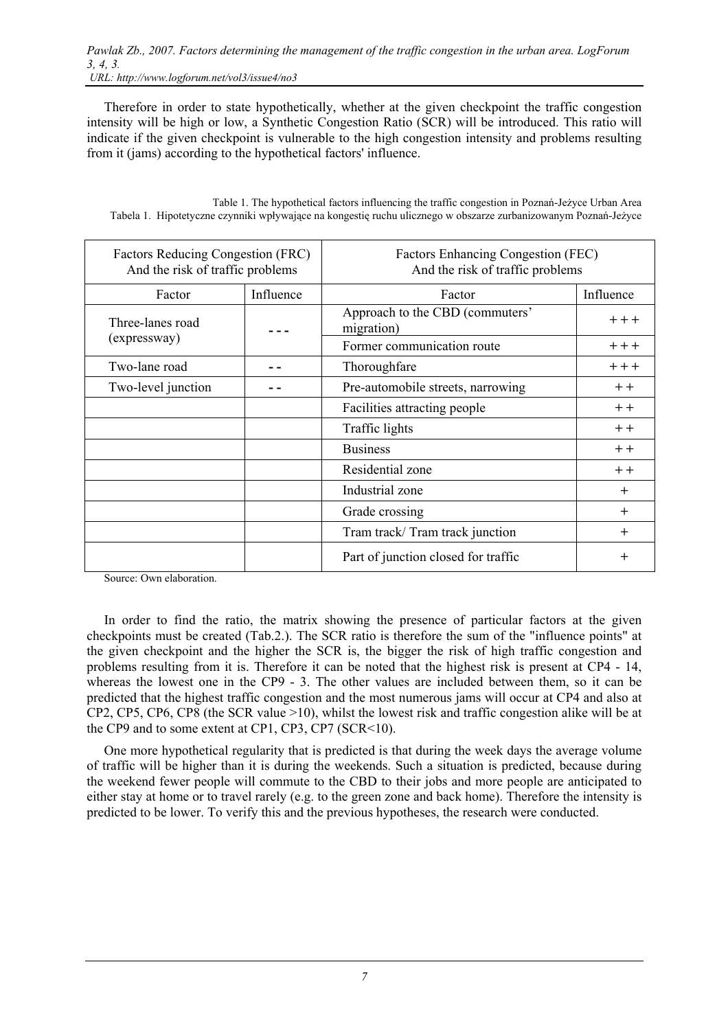Therefore in order to state hypothetically, whether at the given checkpoint the traffic congestion intensity will be high or low, a Synthetic Congestion Ratio (SCR) will be introduced. This ratio will indicate if the given checkpoint is vulnerable to the high congestion intensity and problems resulting from it (jams) according to the hypothetical factors' influence.

Table 1. The hypothetical factors influencing the traffic congestion in Poznań-Jeżyce Urban Area
Tabela 1. Hipotetyczne czynniki wpływające na kongestię ruchu ulicznego w obszarze zurbanizowanym Poznań-Jeżyce

| Factors Reducing Congestion (FRC) And the risk of traffic problems | | Factors Enhancing Congestion (FEC) And the risk of traffic problems | |
|---|---|---|---|
| Factor | Influence | Factor | Influence |
| Three-lanes road (expressway) | - - - | Approach to the CBD (commuters' migration) | + + + |
| | | Former communication route | + + + |
| Two-lane road | - - | Thoroughfare | + + + |
| Two-level junction | - - | Pre-automobile streets, narrowing | + + |
| | | Facilities attracting people | + + |
| | | Traffic lights | + + |
| | | Business | + + |
| | | Residential zone | + + |
| | | Industrial zone | + |
| | | Grade crossing | + |
| | | Tram track/ Tram track junction | + |
| | | Part of junction closed for traffic | + |

Source: Own elaboration.

In order to find the ratio, the matrix showing the presence of particular factors at the given checkpoints must be created (Tab.2.). The SCR ratio is therefore the sum of the "influence points" at the given checkpoint and the higher the SCR is, the bigger the risk of high traffic congestion and problems resulting from it is. Therefore it can be noted that the highest risk is present at CP4 - 14, whereas the lowest one in the CP9 - 3. The other values are included between them, so it can be predicted that the highest traffic congestion and the most numerous jams will occur at CP4 and also at CP2, CP5, CP6, CP8 (the SCR value >10), whilst the lowest risk and traffic congestion alike will be at the CP9 and to some extent at CP1, CP3, CP7 (SCR<10).

One more hypothetical regularity that is predicted is that during the week days the average volume of traffic will be higher than it is during the weekends. Such a situation is predicted, because during the weekend fewer people will commute to the CBD to their jobs and more people are anticipated to either stay at home or to travel rarely (e.g. to the green zone and back home). Therefore the intensity is predicted to be lower. To verify this and the previous hypotheses, the research were conducted.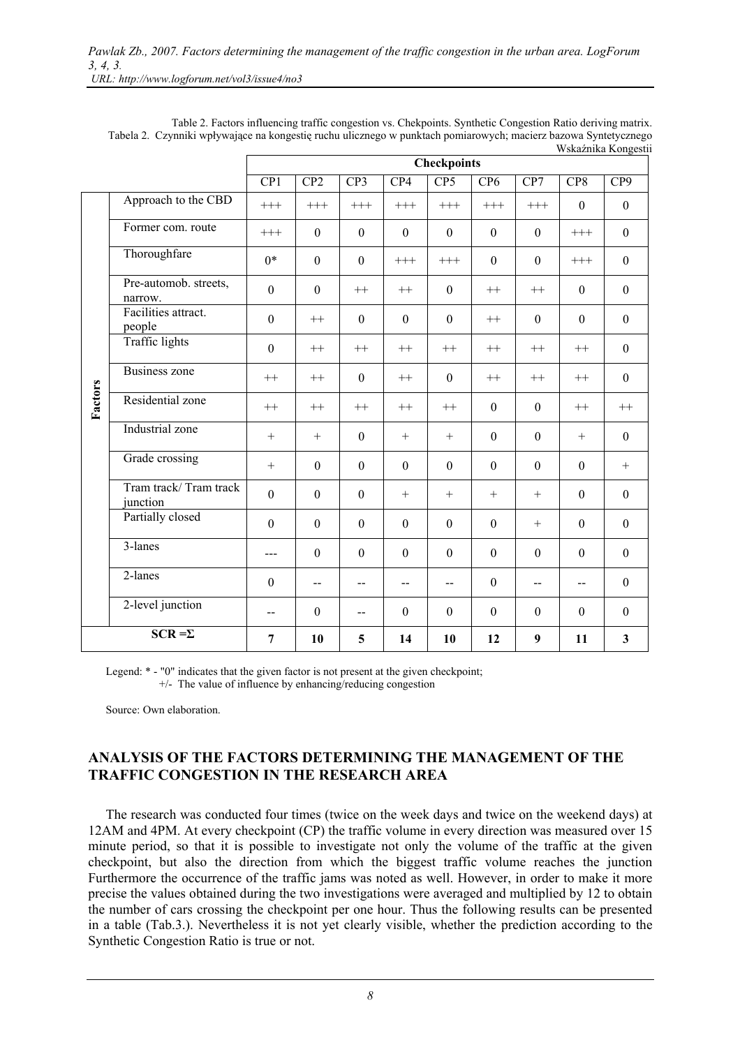Table 2. Factors influencing traffic congestion vs. Chekpoints. Synthetic Congestion Ratio deriving matrix.
Tabela 2. Czynniki wpływające na kongestię ruchu ulicznego w punktach pomiarowych; macierz bazowa Syntetycznego Wskaźnika Kongestii

| | | Checkpoints | | | | | | | | |
|---|---|---|---|---|---|---|---|---|---|---|
| | | CP1 | CP2 | CP3 | CP4 | CP5 | CP6 | CP7 | CP8 | CP9 |
| Factors | Approach to the CBD | +++ | +++ | +++ | +++ | +++ | +++ | +++ | 0 | 0 |
| | Former com. route | +++ | 0 | 0 | 0 | 0 | 0 | 0 | +++ | 0 |
| | Thoroughfare | 0* | 0 | 0 | +++ | +++ | 0 | 0 | +++ | 0 |
| | Pre-automob. streets, narrow. | 0 | 0 | ++ | ++ | 0 | ++ | ++ | 0 | 0 |
| | Facilities attract. people | 0 | ++ | 0 | 0 | 0 | ++ | 0 | 0 | 0 |
| | Traffic lights | 0 | ++ | ++ | ++ | ++ | ++ | ++ | ++ | 0 |
| | Business zone | ++ | ++ | 0 | ++ | 0 | ++ | ++ | ++ | 0 |
| | Residential zone | ++ | ++ | ++ | ++ | ++ | 0 | 0 | ++ | ++ |
| | Industrial zone | + | + | 0 | + | + | 0 | 0 | + | 0 |
| | Grade crossing | + | 0 | 0 | 0 | 0 | 0 | 0 | 0 | + |
| | Tram track/ Tram track junction | 0 | 0 | 0 | + | + | + | + | 0 | 0 |
| | Partially closed | 0 | 0 | 0 | 0 | 0 | 0 | + | 0 | 0 |
| | 3-lanes | --- | 0 | 0 | 0 | 0 | 0 | 0 | 0 | 0 |
| | 2-lanes | 0 | -- | -- | -- | -- | 0 | -- | -- | 0 |
| | 2-level junction | -- | 0 | -- | 0 | 0 | 0 | 0 | 0 | 0 |
| **SCR =Σ** | | **7** | **10** | **5** | **14** | **10** | **12** | **9** | **11** | **3** |

Legend: * - "0" indicates that the given factor is not present at the given checkpoint;
+/- The value of influence by enhancing/reducing congestion

Source: Own elaboration.

## ANALYSIS OF THE FACTORS DETERMINING THE MANAGEMENT OF THE TRAFFIC CONGESTION IN THE RESEARCH AREA

The research was conducted four times (twice on the week days and twice on the weekend days) at 12AM and 4PM. At every checkpoint (CP) the traffic volume in every direction was measured over 15 minute period, so that it is possible to investigate not only the volume of the traffic at the given checkpoint, but also the direction from which the biggest traffic volume reaches the junction Furthermore the occurrence of the traffic jams was noted as well. However, in order to make it more precise the values obtained during the two investigations were averaged and multiplied by 12 to obtain the number of cars crossing the checkpoint per one hour. Thus the following results can be presented in a table (Tab.3.). Nevertheless it is not yet clearly visible, whether the prediction according to the Synthetic Congestion Ratio is true or not.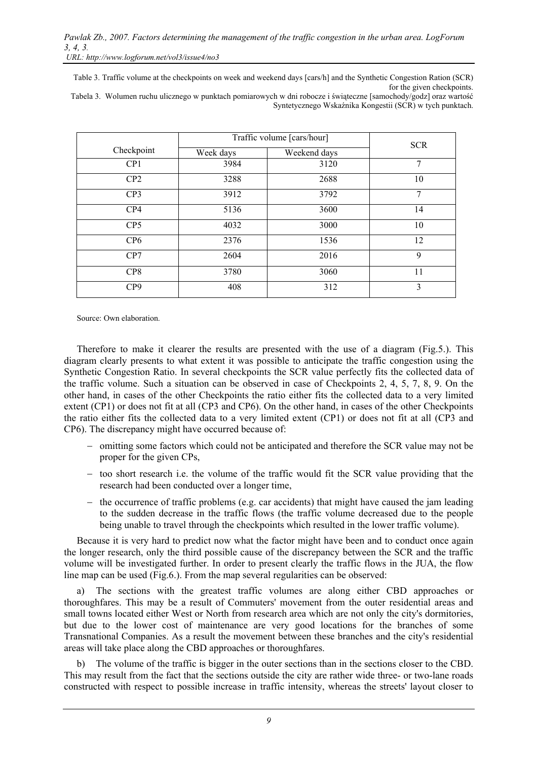Table 3. Traffic volume at the checkpoints on week and weekend days [cars/h] and the Synthetic Congestion Ration (SCR) for the given checkpoints.

Tabela 3. Wolumen ruchu ulicznego w punktach pomiarowych w dni robocze i świąteczne [samochody/godz] oraz wartość Syntetycznego Wskaźnika Kongestii (SCR) w tych punktach.

| Checkpoint | Traffic volume [cars/hour] | | SCR |
|---|---|---|---|
| | Week days | Weekend days | |
| CP1 | 3984 | 3120 | 7 |
| CP2 | 3288 | 2688 | 10 |
| CP3 | 3912 | 3792 | 7 |
| CP4 | 5136 | 3600 | 14 |
| CP5 | 4032 | 3000 | 10 |
| CP6 | 2376 | 1536 | 12 |
| CP7 | 2604 | 2016 | 9 |
| CP8 | 3780 | 3060 | 11 |
| CP9 | 408 | 312 | 3 |

Source: Own elaboration.

Therefore to make it clearer the results are presented with the use of a diagram (Fig.5.). This diagram clearly presents to what extent it was possible to anticipate the traffic congestion using the Synthetic Congestion Ratio. In several checkpoints the SCR value perfectly fits the collected data of the traffic volume. Such a situation can be observed in case of Checkpoints 2, 4, 5, 7, 8, 9. On the other hand, in cases of the other Checkpoints the ratio either fits the collected data to a very limited extent (CP1) or does not fit at all (CP3 and CP6). On the other hand, in cases of the other Checkpoints the ratio either fits the collected data to a very limited extent (CP1) or does not fit at all (CP3 and CP6). The discrepancy might have occurred because of:

- omitting some factors which could not be anticipated and therefore the SCR value may not be proper for the given CPs,
- too short research i.e. the volume of the traffic would fit the SCR value providing that the research had been conducted over a longer time,
- the occurrence of traffic problems (e.g. car accidents) that might have caused the jam leading to the sudden decrease in the traffic flows (the traffic volume decreased due to the people being unable to travel through the checkpoints which resulted in the lower traffic volume).

Because it is very hard to predict now what the factor might have been and to conduct once again the longer research, only the third possible cause of the discrepancy between the SCR and the traffic volume will be investigated further. In order to present clearly the traffic flows in the JUA, the flow line map can be used (Fig.6.). From the map several regularities can be observed:

a) The sections with the greatest traffic volumes are along either CBD approaches or thoroughfares. This may be a result of Commuters' movement from the outer residential areas and small towns located either West or North from research area which are not only the city's dormitories, but due to the lower cost of maintenance are very good locations for the branches of some Transnational Companies. As a result the movement between these branches and the city's residential areas will take place along the CBD approaches or thoroughfares.

b) The volume of the traffic is bigger in the outer sections than in the sections closer to the CBD. This may result from the fact that the sections outside the city are rather wide three- or two-lane roads constructed with respect to possible increase in traffic intensity, whereas the streets' layout closer to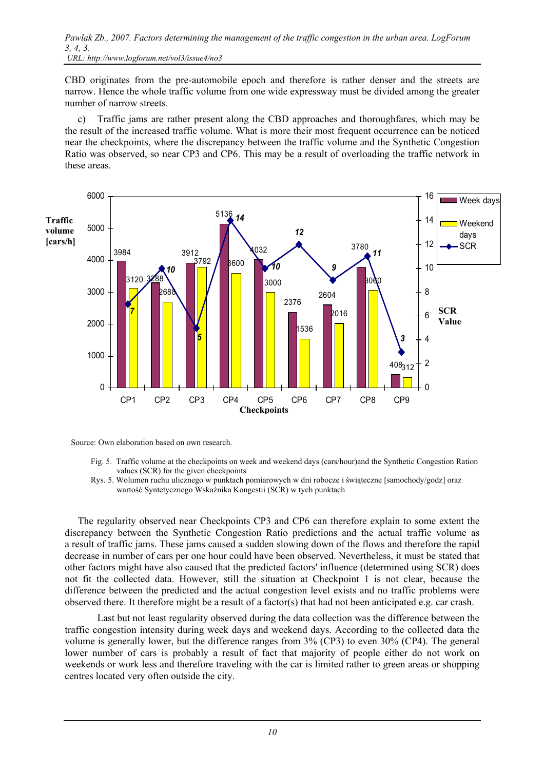CBD originates from the pre-automobile epoch and therefore is rather denser and the streets are narrow. Hence the whole traffic volume from one wide expressway must be divided among the greater number of narrow streets.

c) Traffic jams are rather present along the CBD approaches and thoroughfares, which may be the result of the increased traffic volume. What is more their most frequent occurrence can be noticed near the checkpoints, where the discrepancy between the traffic volume and the Synthetic Congestion Ratio was observed, so near CP3 and CP6. This may be a result of overloading the traffic network in these areas.

| Checkpoints | Week days [cars/h] | Weekend days [cars/h] | SCR Value |
|---|---|---|---|
| CP1 | 3984 | 3120 | 7 |
| CP2 | 3288 | 2688 | 10 |
| CP3 | 3912 | 3792 | 5 |
| CP4 | 5136 | 3600 | 14 |
| CP5 | 4032 | 3000 | 10 |
| CP6 | 2376 | 1536 | 12 |
| CP7 | 2604 | 2016 | 9 |
| CP8 | 3780 | 3060 | 11 |
| CP9 | 408 | 312 | 3 |

Source: Own elaboration based on own research.

Fig. 5. Traffic volume at the checkpoints on week and weekend days (cars/hour)and the Synthetic Congestion Ration values (SCR) for the given checkpoints

Rys. 5. Wolumen ruchu ulicznego w punktach pomiarowych w dni robocze i świąteczne [samochody/godz] oraz wartość Syntetycznego Wskaźnika Kongestii (SCR) w tych punktach

The regularity observed near Checkpoints CP3 and CP6 can therefore explain to some extent the discrepancy between the Synthetic Congestion Ratio predictions and the actual traffic volume as a result of traffic jams. These jams caused a sudden slowing down of the flows and therefore the rapid decrease in number of cars per one hour could have been observed. Nevertheless, it must be stated that other factors might have also caused that the predicted factors' influence (determined using SCR) does not fit the collected data. However, still the situation at Checkpoint 1 is not clear, because the difference between the predicted and the actual congestion level exists and no traffic problems were observed there. It therefore might be a result of a factor(s) that had not been anticipated e.g. car crash.

Last but not least regularity observed during the data collection was the difference between the traffic congestion intensity during week days and weekend days. According to the collected data the volume is generally lower, but the difference ranges from 3% (CP3) to even 30% (CP4). The general lower number of cars is probably a result of fact that majority of people either do not work on weekends or work less and therefore traveling with the car is limited rather to green areas or shopping centres located very often outside the city.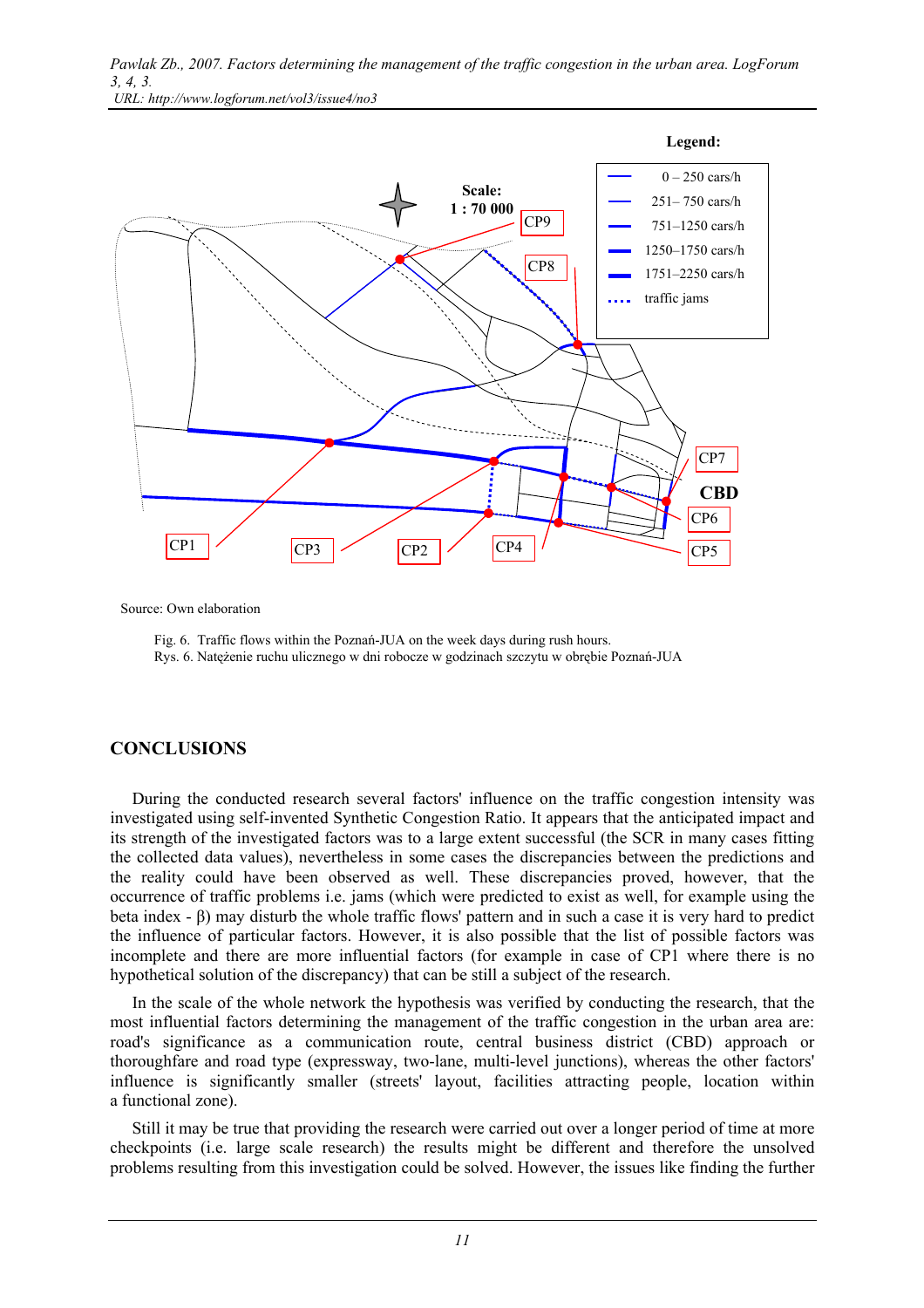Source: Own elaboration

Fig. 6. Traffic flows within the Poznań-JUA on the week days during rush hours.
Rys. 6. Natężenie ruchu ulicznego w dni robocze w godzinach szczytu w obrębie Poznań-JUA

## CONCLUSIONS

During the conducted research several factors' influence on the traffic congestion intensity was investigated using self-invented Synthetic Congestion Ratio. It appears that the anticipated impact and its strength of the investigated factors was to a large extent successful (the SCR in many cases fitting the collected data values), nevertheless in some cases the discrepancies between the predictions and the reality could have been observed as well. These discrepancies proved, however, that the occurrence of traffic problems i.e. jams (which were predicted to exist as well, for example using the beta index - β) may disturb the whole traffic flows' pattern and in such a case it is very hard to predict the influence of particular factors. However, it is also possible that the list of possible factors was incomplete and there are more influential factors (for example in case of CP1 where there is no hypothetical solution of the discrepancy) that can be still a subject of the research.

In the scale of the whole network the hypothesis was verified by conducting the research, that the most influential factors determining the management of the traffic congestion in the urban area are: road's significance as a communication route, central business district (CBD) approach or thoroughfare and road type (expressway, two-lane, multi-level junctions), whereas the other factors' influence is significantly smaller (streets' layout, facilities attracting people, location within a functional zone).

Still it may be true that providing the research were carried out over a longer period of time at more checkpoints (i.e. large scale research) the results might be different and therefore the unsolved problems resulting from this investigation could be solved. However, the issues like finding the further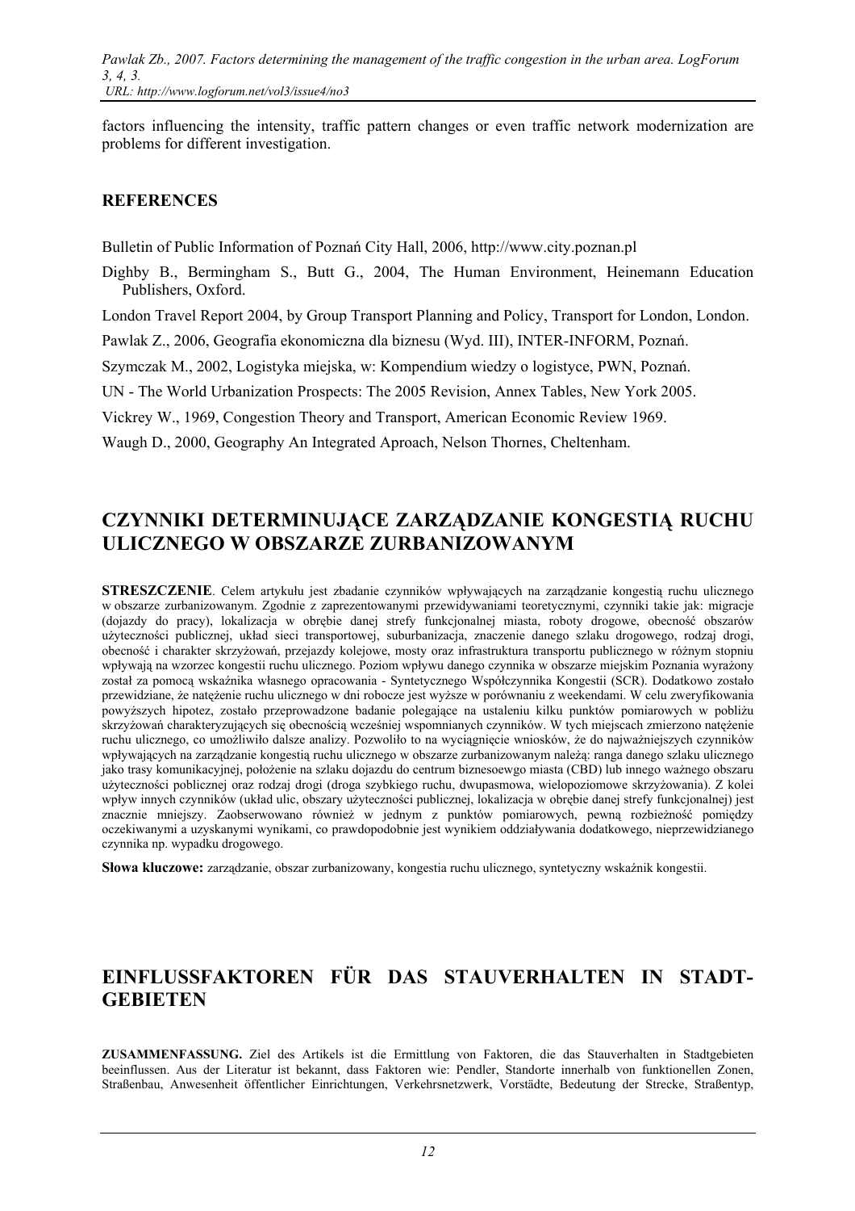factors influencing the intensity, traffic pattern changes or even traffic network modernization are problems for different investigation.

## REFERENCES

Bulletin of Public Information of Poznań City Hall, 2006, http://www.city.poznan.pl

Dighby B., Bermingham S., Butt G., 2004, The Human Environment, Heinemann Education Publishers, Oxford.

London Travel Report 2004, by Group Transport Planning and Policy, Transport for London, London.

Pawlak Z., 2006, Geografia ekonomiczna dla biznesu (Wyd. III), INTER-INFORM, Poznań.

Szymczak M., 2002, Logistyka miejska, w: Kompendium wiedzy o logistyce, PWN, Poznań.

UN - The World Urbanization Prospects: The 2005 Revision, Annex Tables, New York 2005.

Vickrey W., 1969, Congestion Theory and Transport, American Economic Review 1969.

Waugh D., 2000, Geography An Integrated Aproach, Nelson Thornes, Cheltenham.

# CZYNNIKI DETERMINUJĄCE ZARZĄDZANIE KONGESTIĄ RUCHU ULICZNEGO W OBSZARZE ZURBANIZOWANYM

**STRESZCZENIE**. Celem artykułu jest zbadanie czynników wpływających na zarządzanie kongestią ruchu ulicznego w obszarze zurbanizowanym. Zgodnie z zaprezentowanymi przewidywaniami teoretycznymi, czynniki takie jak: migracje (dojazdy do pracy), lokalizacja w obrębie danej strefy funkcjonalnej miasta, roboty drogowe, obecność obszarów użyteczności publicznej, układ sieci transportowej, suburbanizacja, znaczenie danego szlaku drogowego, rodzaj drogi, obecność i charakter skrzyżowań, przejazdy kolejowe, mosty oraz infrastruktura transportu publicznego w różnym stopniu wpływają na wzorzec kongestii ruchu ulicznego. Poziom wpływu danego czynnika w obszarze miejskim Poznania wyrażony został za pomocą wskaźnika własnego opracowania - Syntetycznego Współczynnika Kongestii (SCR). Dodatkowo zostało przewidziane, że natężenie ruchu ulicznego w dni robocze jest wyższe w porównaniu z weekendami. W celu zweryfikowania powyższych hipotez, zostało przeprowadzone badanie polegające na ustaleniu kilku punktów pomiarowych w pobliżu skrzyżowań charakteryzujących się obecnością wcześniej wspomnianych czynników. W tych miejscach zmierzono natężenie ruchu ulicznego, co umożliwiło dalsze analizy. Pozwoliło to na wyciągnięcie wniosków, że do najważniejszych czynników wpływających na zarządzanie kongestią ruchu ulicznego w obszarze zurbanizowanym należą: ranga danego szlaku ulicznego jako trasy komunikacyjnej, położenie na szlaku dojazdu do centrum biznesoewgo miasta (CBD) lub innego ważnego obszaru użyteczności publicznej oraz rodzaj drogi (droga szybkiego ruchu, dwupasmowa, wielopoziomowe skrzyżowania). Z kolei wpływ innych czynników (układ ulic, obszary użyteczności publicznej, lokalizacja w obrębie danej strefy funkcjonalnej) jest znacznie mniejszy. Zaobserwowano również w jednym z punktów pomiarowych, pewną rozbieżność pomiędzy oczekiwanymi a uzyskanymi wynikami, co prawdopodobnie jest wynikiem oddziaływania dodatkowego, nieprzewidzianego czynnika np. wypadku drogowego.

**Słowa kluczowe:** zarządzanie, obszar zurbanizowany, kongestia ruchu ulicznego, syntetyczny wskaźnik kongestii.

# EINFLUSSFAKTOREN FÜR DAS STAUVERHALTEN IN STADT-GEBIETEN

**ZUSAMMENFASSUNG.** Ziel des Artikels ist die Ermittlung von Faktoren, die das Stauverhalten in Stadtgebieten beeinflussen. Aus der Literatur ist bekannt, dass Faktoren wie: Pendler, Standorte innerhalb von funktionellen Zonen, Straßenbau, Anwesenheit öffentlicher Einrichtungen, Verkehrsnetzwerk, Vorstädte, Bedeutung der Strecke, Straßentyp,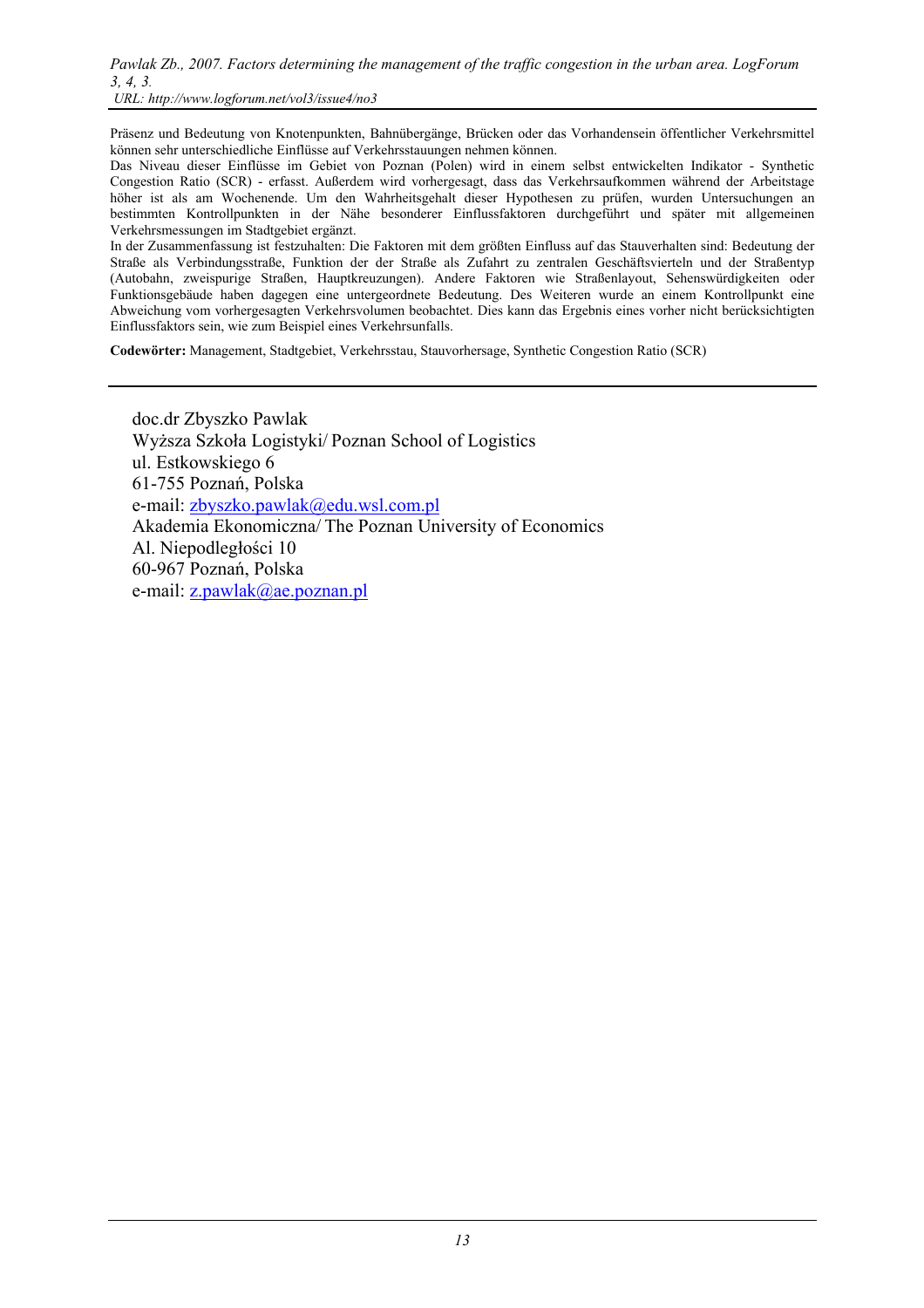Präsenz und Bedeutung von Knotenpunkten, Bahnübergänge, Brücken oder das Vorhandensein öffentlicher Verkehrsmittel können sehr unterschiedliche Einflüsse auf Verkehrsstauungen nehmen können.
Das Niveau dieser Einflüsse im Gebiet von Poznan (Polen) wird in einem selbst entwickelten Indikator - Synthetic Congestion Ratio (SCR) - erfasst. Außerdem wird vorhergesagt, dass das Verkehrsaufkommen während der Arbeitstage höher ist als am Wochenende. Um den Wahrheitsgehalt dieser Hypothesen zu prüfen, wurden Untersuchungen an bestimmten Kontrollpunkten in der Nähe besonderer Einflussfaktoren durchgeführt und später mit allgemeinen Verkehrsmessungen im Stadtgebiet ergänzt.
In der Zusammenfassung ist festzuhalten: Die Faktoren mit dem größten Einfluss auf das Stauverhalten sind: Bedeutung der Straße als Verbindungsstraße, Funktion der der Straße als Zufahrt zu zentralen Geschäftsvierteln und der Straßentyp (Autobahn, zweispurige Straßen, Hauptkreuzungen). Andere Faktoren wie Straßenlayout, Sehenswürdigkeiten oder Funktionsgebäude haben dagegen eine untergeordnete Bedeutung. Des Weiteren wurde an einem Kontrollpunkt eine Abweichung vom vorhergesagten Verkehrsvolumen beobachtet. Dies kann das Ergebnis eines vorher nicht berücksichtigten Einflussfaktors sein, wie zum Beispiel eines Verkehrsunfalls.

**Codewörter:** Management, Stadtgebiet, Verkehrsstau, Stauvorhersage, Synthetic Congestion Ratio (SCR)

---

doc.dr Zbyszko Pawlak
Wyższa Szkoła Logistyki/ Poznan School of Logistics
ul. Estkowskiego 6
61-755 Poznań, Polska
e-mail: zbyszko.pawlak@edu.wsl.com.pl
Akademia Ekonomiczna/ The Poznan University of Economics
Al. Niepodległości 10
60-967 Poznań, Polska
e-mail: z.pawlak@ae.poznan.pl